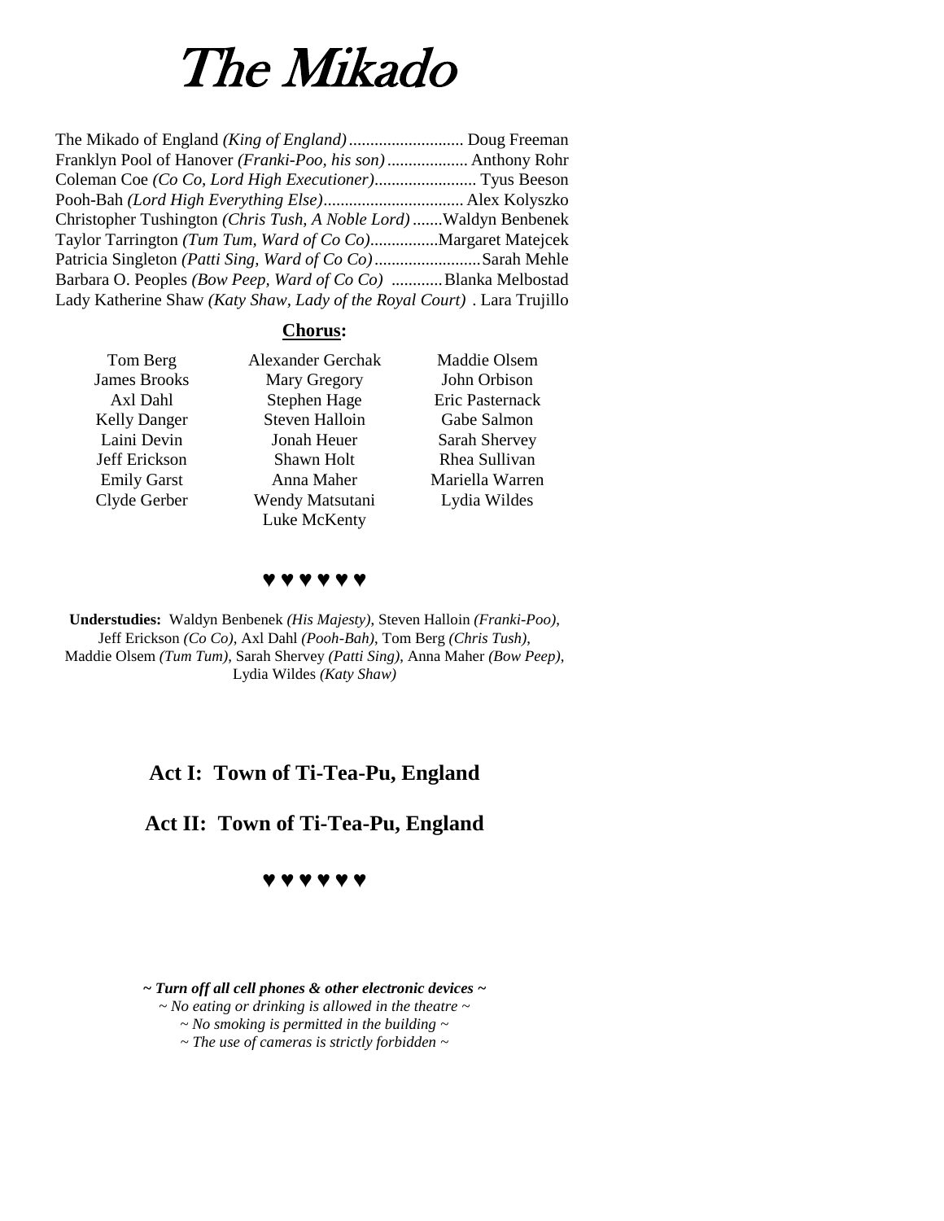# The Mikado

The Mikado of England *(King of England)*........................... Doug Freeman
Franklyn Pool of Hanover *(Franki-Poo, his son)*................... Anthony Rohr
Coleman Coe *(Co Co, Lord High Executioner)*........................ Tyus Beeson
Pooh-Bah *(Lord High Everything Else)*................................. Alex Kolyszko
Christopher Tushington *(Chris Tush, A Noble Lord)*.......Waldyn Benbenek
Taylor Tarrington *(Tum Tum, Ward of Co Co)*................Margaret Matejcek
Patricia Singleton *(Patti Sing, Ward of Co Co)*.........................Sarah Mehle
Barbara O. Peoples *(Bow Peep, Ward of Co Co)* ............Blanka Melbostad
Lady Katherine Shaw *(Katy Shaw, Lady of the Royal Court)* . Lara Trujillo

**Chorus:**

Tom Berg
James Brooks
Axl Dahl
Kelly Danger
Laini Devin
Jeff Erickson
Emily Garst
Clyde Gerber
Alexander Gerchak
Mary Gregory
Stephen Hage
Steven Halloin
Jonah Heuer
Shawn Holt
Anna Maher
Wendy Matsutani
Luke McKenty
Maddie Olsem
John Orbison
Eric Pasternack
Gabe Salmon
Sarah Shervey
Rhea Sullivan
Mariella Warren
Lydia Wildes

♥ ♥ ♥ ♥ ♥ ♥

**Understudies:** Waldyn Benbenek *(His Majesty)*, Steven Halloin *(Franki-Poo)*, Jeff Erickson *(Co Co)*, Axl Dahl *(Pooh-Bah)*, Tom Berg *(Chris Tush)*, Maddie Olsem *(Tum Tum)*, Sarah Shervey *(Patti Sing)*, Anna Maher *(Bow Peep)*, Lydia Wildes *(Katy Shaw)*

**Act I: Town of Ti-Tea-Pu, England**

**Act II: Town of Ti-Tea-Pu, England**

♥ ♥ ♥ ♥ ♥ ♥

***~ Turn off all cell phones & other electronic devices ~***
*~ No eating or drinking is allowed in the theatre ~*
*~ No smoking is permitted in the building ~*
*~ The use of cameras is strictly forbidden ~*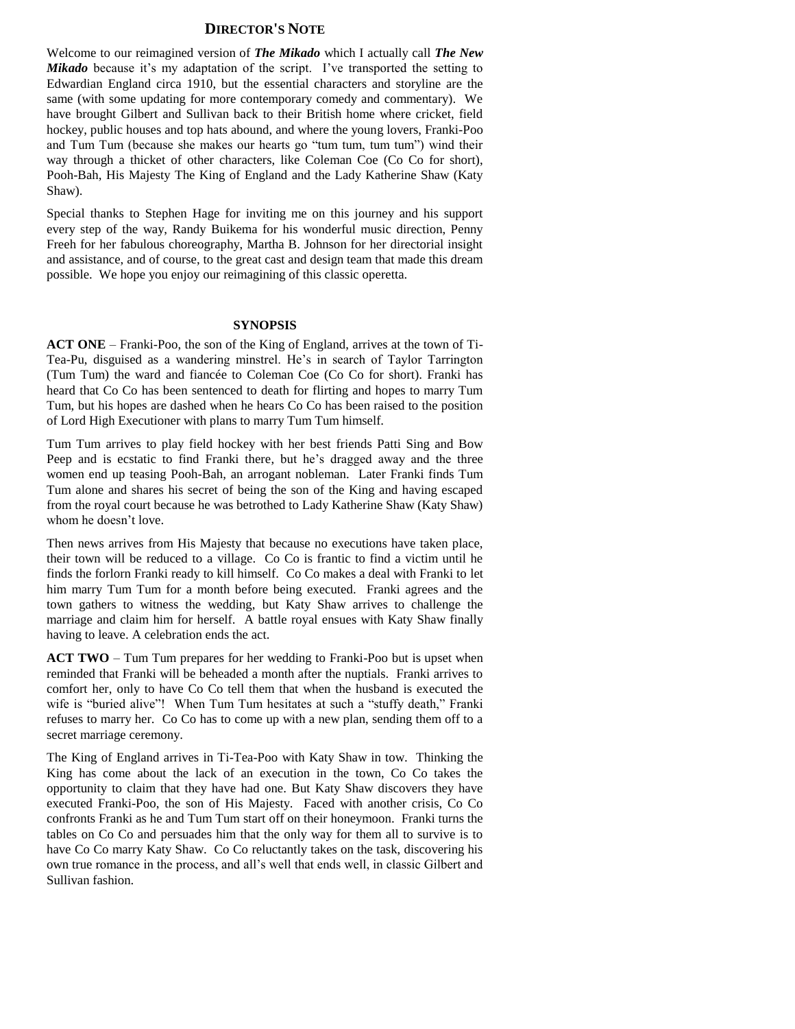## DIRECTOR'S NOTE

Welcome to our reimagined version of ***The Mikado*** which I actually call ***The New Mikado*** because it's my adaptation of the script. I've transported the setting to Edwardian England circa 1910, but the essential characters and storyline are the same (with some updating for more contemporary comedy and commentary). We have brought Gilbert and Sullivan back to their British home where cricket, field hockey, public houses and top hats abound, and where the young lovers, Franki-Poo and Tum Tum (because she makes our hearts go "tum tum, tum tum") wind their way through a thicket of other characters, like Coleman Coe (Co Co for short), Pooh-Bah, His Majesty The King of England and the Lady Katherine Shaw (Katy Shaw).

Special thanks to Stephen Hage for inviting me on this journey and his support every step of the way, Randy Buikema for his wonderful music direction, Penny Freeh for her fabulous choreography, Martha B. Johnson for her directorial insight and assistance, and of course, to the great cast and design team that made this dream possible. We hope you enjoy our reimagining of this classic operetta.

### SYNOPSIS

**ACT ONE** – Franki-Poo, the son of the King of England, arrives at the town of Ti-Tea-Pu, disguised as a wandering minstrel. He's in search of Taylor Tarrington (Tum Tum) the ward and fiancée to Coleman Coe (Co Co for short). Franki has heard that Co Co has been sentenced to death for flirting and hopes to marry Tum Tum, but his hopes are dashed when he hears Co Co has been raised to the position of Lord High Executioner with plans to marry Tum Tum himself.

Tum Tum arrives to play field hockey with her best friends Patti Sing and Bow Peep and is ecstatic to find Franki there, but he's dragged away and the three women end up teasing Pooh-Bah, an arrogant nobleman. Later Franki finds Tum Tum alone and shares his secret of being the son of the King and having escaped from the royal court because he was betrothed to Lady Katherine Shaw (Katy Shaw) whom he doesn't love.

Then news arrives from His Majesty that because no executions have taken place, their town will be reduced to a village. Co Co is frantic to find a victim until he finds the forlorn Franki ready to kill himself. Co Co makes a deal with Franki to let him marry Tum Tum for a month before being executed. Franki agrees and the town gathers to witness the wedding, but Katy Shaw arrives to challenge the marriage and claim him for herself. A battle royal ensues with Katy Shaw finally having to leave. A celebration ends the act.

**ACT TWO** – Tum Tum prepares for her wedding to Franki-Poo but is upset when reminded that Franki will be beheaded a month after the nuptials. Franki arrives to comfort her, only to have Co Co tell them that when the husband is executed the wife is "buried alive"! When Tum Tum hesitates at such a "stuffy death," Franki refuses to marry her. Co Co has to come up with a new plan, sending them off to a secret marriage ceremony.

The King of England arrives in Ti-Tea-Poo with Katy Shaw in tow. Thinking the King has come about the lack of an execution in the town, Co Co takes the opportunity to claim that they have had one. But Katy Shaw discovers they have executed Franki-Poo, the son of His Majesty. Faced with another crisis, Co Co confronts Franki as he and Tum Tum start off on their honeymoon. Franki turns the tables on Co Co and persuades him that the only way for them all to survive is to have Co Co marry Katy Shaw. Co Co reluctantly takes on the task, discovering his own true romance in the process, and all's well that ends well, in classic Gilbert and Sullivan fashion.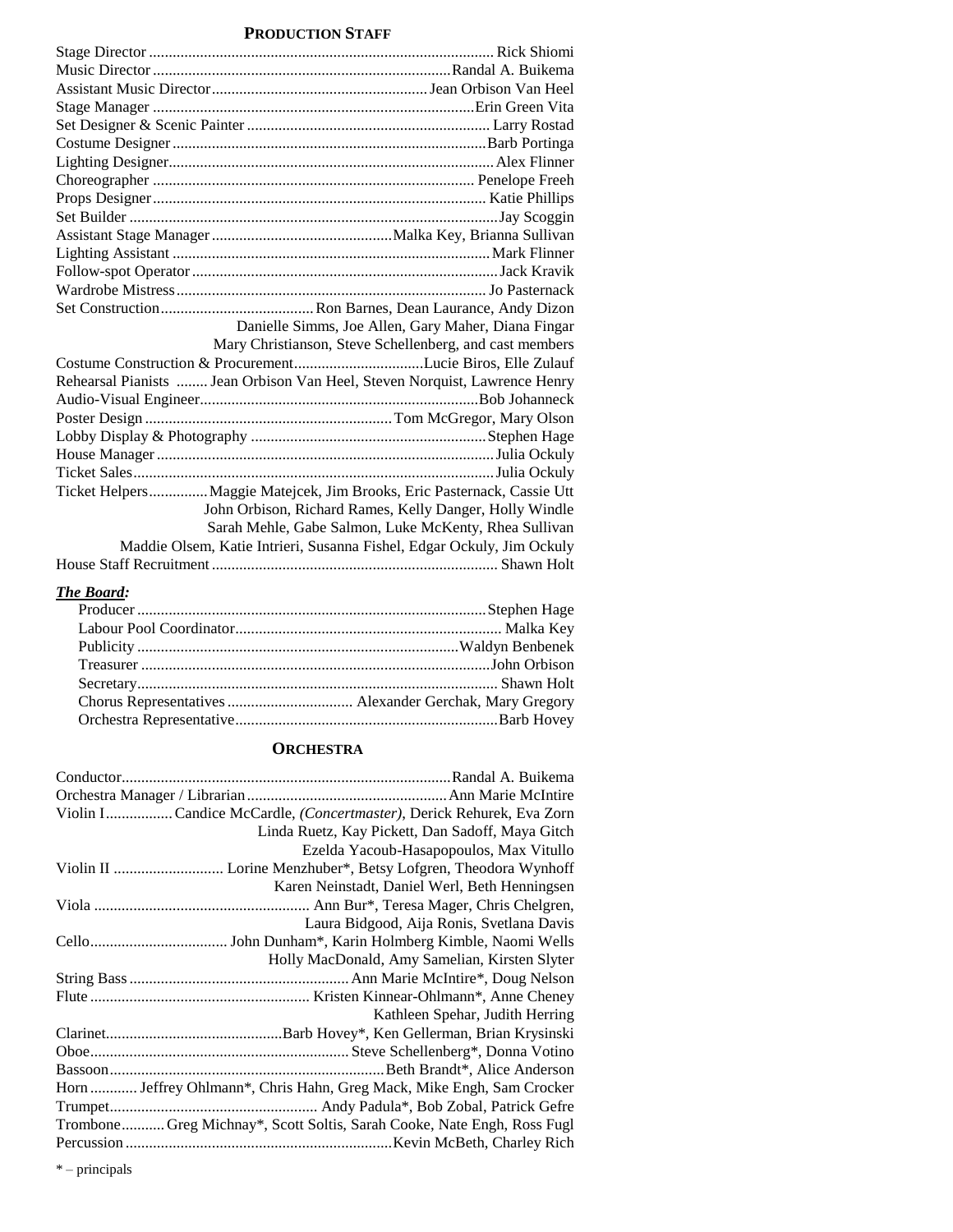## PRODUCTION STAFF

| | |
|---|---|
| Stage Director | Rick Shiomi |
| Music Director | Randal A. Buikema |
| Assistant Music Director | Jean Orbison Van Heel |
| Stage Manager | Erin Green Vita |
| Set Designer & Scenic Painter | Larry Rostad |
| Costume Designer | Barb Portinga |
| Lighting Designer | Alex Flinner |
| Choreographer | Penelope Freeh |
| Props Designer | Katie Phillips |
| Set Builder | Jay Scoggin |
| Assistant Stage Manager | Malka Key, Brianna Sullivan |
| Lighting Assistant | Mark Flinner |
| Follow-spot Operator | Jack Kravik |
| Wardrobe Mistress | Jo Pasternack |
| Set Construction | Ron Barnes, Dean Laurance, Andy Dizon, Danielle Simms, Joe Allen, Gary Maher, Diana Fingar, Mary Christianson, Steve Schellenberg, and cast members |
| Costume Construction & Procurement | Lucie Biros, Elle Zulauf |
| Rehearsal Pianists | Jean Orbison Van Heel, Steven Norquist, Lawrence Henry |
| Audio-Visual Engineer | Bob Johanneck |
| Poster Design | Tom McGregor, Mary Olson |
| Lobby Display & Photography | Stephen Hage |
| House Manager | Julia Ockuly |
| Ticket Sales | Julia Ockuly |
| Ticket Helpers | Maggie Matejcek, Jim Brooks, Eric Pasternack, Cassie Utt, John Orbison, Richard Rames, Kelly Danger, Holly Windle, Sarah Mehle, Gabe Salmon, Luke McKenty, Rhea Sullivan, Maddie Olsem, Katie Intrieri, Susanna Fishel, Edgar Ockuly, Jim Ockuly |
| House Staff Recruitment | Shawn Holt |

***The Board:***

| | |
|---|---|
| Producer | Stephen Hage |
| Labour Pool Coordinator | Malka Key |
| Publicity | Waldyn Benbenek |
| Treasurer | John Orbison |
| Secretary | Shawn Holt |
| Chorus Representatives | Alexander Gerchak, Mary Gregory |
| Orchestra Representative | Barb Hovey |

## ORCHESTRA

| | |
|---|---|
| Conductor | Randal A. Buikema |
| Orchestra Manager / Librarian | Ann Marie McIntire |
| Violin I | Candice McCardle, *(Concertmaster)*, Derick Rehurek, Eva Zorn, Linda Ruetz, Kay Pickett, Dan Sadoff, Maya Gitch, Ezelda Yacoub-Hasapopoulos, Max Vitullo |
| Violin II | Lorine Menzhuber*, Betsy Lofgren, Theodora Wynhoff, Karen Neinstadt, Daniel Werl, Beth Henningsen |
| Viola | Ann Bur*, Teresa Mager, Chris Chelgren, Laura Bidgood, Aija Ronis, Svetlana Davis |
| Cello | John Dunham*, Karin Holmberg Kimble, Naomi Wells, Holly MacDonald, Amy Samelian, Kirsten Slyter |
| String Bass | Ann Marie McIntire*, Doug Nelson |
| Flute | Kristen Kinnear-Ohlmann*, Anne Cheney, Kathleen Spehar, Judith Herring |
| Clarinet | Barb Hovey*, Ken Gellerman, Brian Krysinski |
| Oboe | Steve Schellenberg*, Donna Votino |
| Bassoon | Beth Brandt*, Alice Anderson |
| Horn | Jeffrey Ohlmann*, Chris Hahn, Greg Mack, Mike Engh, Sam Crocker |
| Trumpet | Andy Padula*, Bob Zobal, Patrick Gefre |
| Trombone | Greg Michnay*, Scott Soltis, Sarah Cooke, Nate Engh, Ross Fugl |
| Percussion | Kevin McBeth, Charley Rich |

* – principals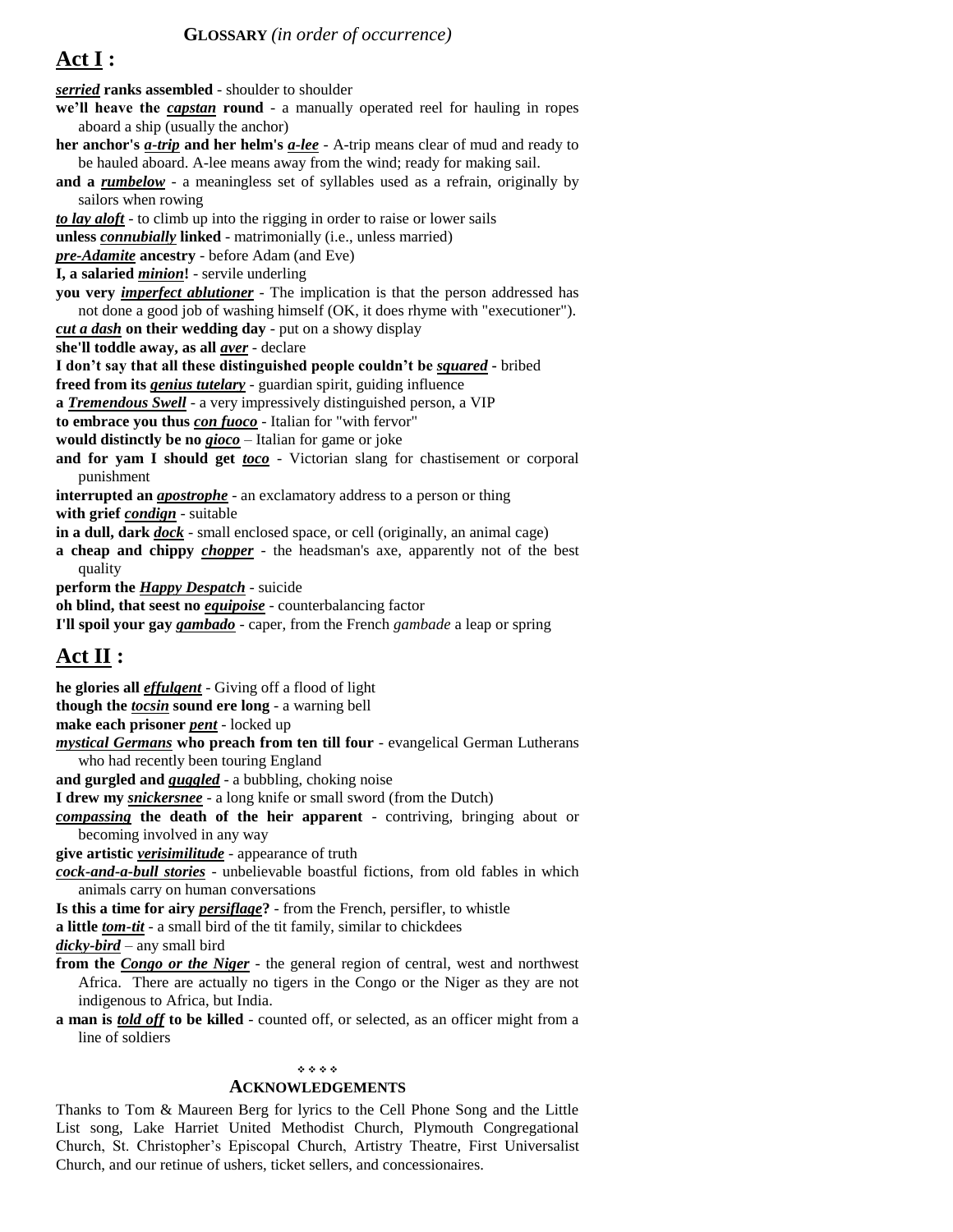**GLOSSARY** *(in order of occurrence)*

## Act I :

***serried*** **ranks assembled** - shoulder to shoulder

**we'll heave the *capstan* round** - a manually operated reel for hauling in ropes aboard a ship (usually the anchor)

**her anchor's *a-trip* and her helm's *a-lee*** - A-trip means clear of mud and ready to be hauled aboard. A-lee means away from the wind; ready for making sail.

**and a *rumbelow*** - a meaningless set of syllables used as a refrain, originally by sailors when rowing

***to lay aloft*** - to climb up into the rigging in order to raise or lower sails

**unless *connubially* linked** - matrimonially (i.e., unless married)

***pre-Adamite*** **ancestry** - before Adam (and Eve)

**I, a salaried *minion*!** - servile underling

**you very *imperfect ablutioner*** - The implication is that the person addressed has not done a good job of washing himself (OK, it does rhyme with "executioner").

***cut a dash*** **on their wedding day** - put on a showy display

**she'll toddle away, as all *aver*** - declare

**I don't say that all these distinguished people couldn't be *squared*** - bribed

**freed from its *genius tutelary*** - guardian spirit, guiding influence

**a *Tremendous Swell*** - a very impressively distinguished person, a VIP

**to embrace you thus *con fuoco*** - Italian for "with fervor"

**would distinctly be no *gioco*** – Italian for game or joke

**and for yam I should get *toco*** - Victorian slang for chastisement or corporal punishment

**interrupted an *apostrophe*** - an exclamatory address to a person or thing

**with grief *condign*** - suitable

**in a dull, dark *dock*** - small enclosed space, or cell (originally, an animal cage)

**a cheap and chippy *chopper*** - the headsman's axe, apparently not of the best quality

**perform the *Happy Despatch*** - suicide

**oh blind, that seest no *equipoise*** - counterbalancing factor

**I'll spoil your gay *gambado*** - caper, from the French *gambade* a leap or spring

## Act II :

**he glories all *effulgent*** - Giving off a flood of light

**though the *tocsin* sound ere long** - a warning bell

**make each prisoner *pent*** - locked up

***mystical Germans*** **who preach from ten till four** - evangelical German Lutherans who had recently been touring England

**and gurgled and *guggled*** - a bubbling, choking noise

**I drew my *snickersnee*** - a long knife or small sword (from the Dutch)

***compassing*** **the death of the heir apparent** - contriving, bringing about or becoming involved in any way

**give artistic *verisimilitude*** - appearance of truth

***cock-and-a-bull stories*** - unbelievable boastful fictions, from old fables in which animals carry on human conversations

**Is this a time for airy *persiflage*?** - from the French, persifler, to whistle

**a little *tom-tit*** - a small bird of the tit family, similar to chickdees

***dicky-bird*** – any small bird

**from the *Congo or the Niger*** - the general region of central, west and northwest Africa. There are actually no tigers in the Congo or the Niger as they are not indigenous to Africa, but India.

**a man is *told off* to be killed** - counted off, or selected, as an officer might from a line of soldiers

❖ ❖ ❖ ❖

### ACKNOWLEDGEMENTS

Thanks to Tom & Maureen Berg for lyrics to the Cell Phone Song and the Little List song, Lake Harriet United Methodist Church, Plymouth Congregational Church, St. Christopher's Episcopal Church, Artistry Theatre, First Universalist Church, and our retinue of ushers, ticket sellers, and concessionaires.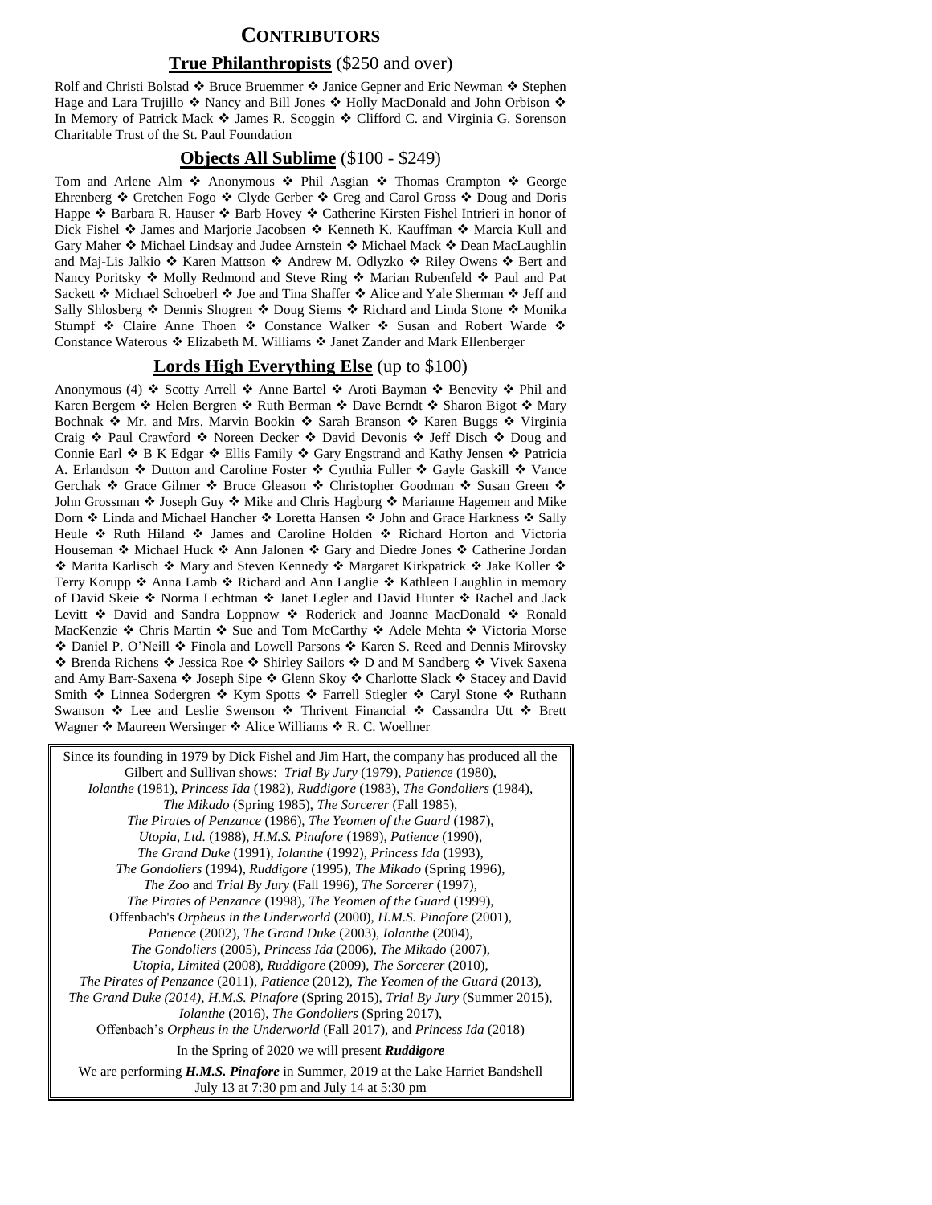# CONTRIBUTORS

## **True Philanthropists** ($250 and over)

Rolf and Christi Bolstad ❖ Bruce Bruemmer ❖ Janice Gepner and Eric Newman ❖ Stephen Hage and Lara Trujillo ❖ Nancy and Bill Jones ❖ Holly MacDonald and John Orbison ❖ In Memory of Patrick Mack ❖ James R. Scoggin ❖ Clifford C. and Virginia G. Sorenson Charitable Trust of the St. Paul Foundation

## **Objects All Sublime** ($100 - $249)

Tom and Arlene Alm ❖ Anonymous ❖ Phil Asgian ❖ Thomas Crampton ❖ George Ehrenberg ❖ Gretchen Fogo ❖ Clyde Gerber ❖ Greg and Carol Gross ❖ Doug and Doris Happe ❖ Barbara R. Hauser ❖ Barb Hovey ❖ Catherine Kirsten Fishel Intrieri in honor of Dick Fishel ❖ James and Marjorie Jacobsen ❖ Kenneth K. Kauffman ❖ Marcia Kull and Gary Maher ❖ Michael Lindsay and Judee Arnstein ❖ Michael Mack ❖ Dean MacLaughlin and Maj-Lis Jalkio ❖ Karen Mattson ❖ Andrew M. Odlyzko ❖ Riley Owens ❖ Bert and Nancy Poritsky ❖ Molly Redmond and Steve Ring ❖ Marian Rubenfeld ❖ Paul and Pat Sackett ❖ Michael Schoeberl ❖ Joe and Tina Shaffer ❖ Alice and Yale Sherman ❖ Jeff and Sally Shlosberg ❖ Dennis Shogren ❖ Doug Siems ❖ Richard and Linda Stone ❖ Monika Stumpf ❖ Claire Anne Thoen ❖ Constance Walker ❖ Susan and Robert Warde ❖ Constance Waterous ❖ Elizabeth M. Williams ❖ Janet Zander and Mark Ellenberger

## **Lords High Everything Else** (up to $100)

Anonymous (4) ❖ Scotty Arrell ❖ Anne Bartel ❖ Aroti Bayman ❖ Benevity ❖ Phil and Karen Bergem ❖ Helen Bergren ❖ Ruth Berman ❖ Dave Berndt ❖ Sharon Bigot ❖ Mary Bochnak ❖ Mr. and Mrs. Marvin Bookin ❖ Sarah Branson ❖ Karen Buggs ❖ Virginia Craig ❖ Paul Crawford ❖ Noreen Decker ❖ David Devonis ❖ Jeff Disch ❖ Doug and Connie Earl ❖ B K Edgar ❖ Ellis Family ❖ Gary Engstrand and Kathy Jensen ❖ Patricia A. Erlandson ❖ Dutton and Caroline Foster ❖ Cynthia Fuller ❖ Gayle Gaskill ❖ Vance Gerchak ❖ Grace Gilmer ❖ Bruce Gleason ❖ Christopher Goodman ❖ Susan Green ❖ John Grossman ❖ Joseph Guy ❖ Mike and Chris Hagburg ❖ Marianne Hagemen and Mike Dorn ❖ Linda and Michael Hancher ❖ Loretta Hansen ❖ John and Grace Harkness ❖ Sally Heule ❖ Ruth Hiland ❖ James and Caroline Holden ❖ Richard Horton and Victoria Houseman ❖ Michael Huck ❖ Ann Jalonen ❖ Gary and Diedre Jones ❖ Catherine Jordan ❖ Marita Karlisch ❖ Mary and Steven Kennedy ❖ Margaret Kirkpatrick ❖ Jake Koller ❖ Terry Korupp ❖ Anna Lamb ❖ Richard and Ann Langlie ❖ Kathleen Laughlin in memory of David Skeie ❖ Norma Lechtman ❖ Janet Legler and David Hunter ❖ Rachel and Jack Levitt ❖ David and Sandra Loppnow ❖ Roderick and Joanne MacDonald ❖ Ronald MacKenzie ❖ Chris Martin ❖ Sue and Tom McCarthy ❖ Adele Mehta ❖ Victoria Morse ❖ Daniel P. O'Neill ❖ Finola and Lowell Parsons ❖ Karen S. Reed and Dennis Mirovsky ❖ Brenda Richens ❖ Jessica Roe ❖ Shirley Sailors ❖ D and M Sandberg ❖ Vivek Saxena and Amy Barr-Saxena ❖ Joseph Sipe ❖ Glenn Skoy ❖ Charlotte Slack ❖ Stacey and David Smith ❖ Linnea Sodergren ❖ Kym Spotts ❖ Farrell Stiegler ❖ Caryl Stone ❖ Ruthann Swanson ❖ Lee and Leslie Swenson ❖ Thrivent Financial ❖ Cassandra Utt ❖ Brett Wagner ❖ Maureen Wersinger ❖ Alice Williams ❖ R. C. Woellner

---

Since its founding in 1979 by Dick Fishel and Jim Hart, the company has produced all the Gilbert and Sullivan shows: *Trial By Jury* (1979), *Patience* (1980), *Iolanthe* (1981), *Princess Ida* (1982), *Ruddigore* (1983), *The Gondoliers* (1984), *The Mikado* (Spring 1985), *The Sorcerer* (Fall 1985), *The Pirates of Penzance* (1986), *The Yeomen of the Guard* (1987), *Utopia, Ltd.* (1988), *H.M.S. Pinafore* (1989), *Patience* (1990), *The Grand Duke* (1991), *Iolanthe* (1992), *Princess Ida* (1993), *The Gondoliers* (1994), *Ruddigore* (1995), *The Mikado* (Spring 1996), *The Zoo* and *Trial By Jury* (Fall 1996), *The Sorcerer* (1997), *The Pirates of Penzance* (1998), *The Yeomen of the Guard* (1999), Offenbach's *Orpheus in the Underworld* (2000), *H.M.S. Pinafore* (2001), *Patience* (2002), *The Grand Duke* (2003), *Iolanthe* (2004), *The Gondoliers* (2005), *Princess Ida* (2006), *The Mikado* (2007), *Utopia, Limited* (2008), *Ruddigore* (2009), *The Sorcerer* (2010), *The Pirates of Penzance* (2011), *Patience* (2012), *The Yeomen of the Guard* (2013), *The Grand Duke (2014)*, *H.M.S. Pinafore* (Spring 2015), *Trial By Jury* (Summer 2015), *Iolanthe* (2016), *The Gondoliers* (Spring 2017), Offenbach's *Orpheus in the Underworld* (Fall 2017), and *Princess Ida* (2018)

In the Spring of 2020 we will present ***Ruddigore***

We are performing ***H.M.S. Pinafore*** in Summer, 2019 at the Lake Harriet Bandshell July 13 at 7:30 pm and July 14 at 5:30 pm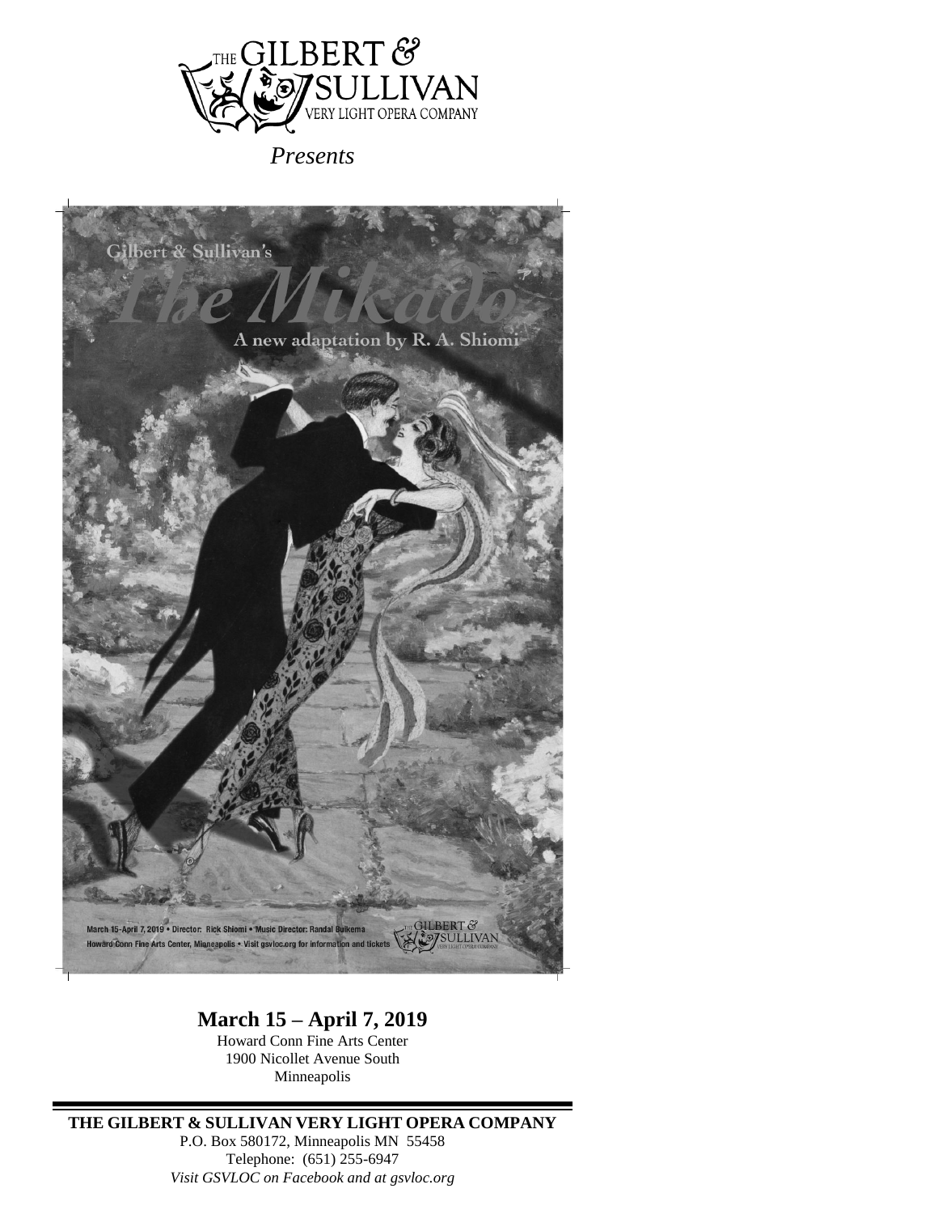THE GILBERT & SULLIVAN VERY LIGHT OPERA COMPANY

*Presents*

Gilbert & Sullivan's

*The Mikado*

A new adaptation by R. A. Shiomi

March 15–April 7, 2019 • Director: Rick Shiomi • Music Director: Randal Buikema
Howard Conn Fine Arts Center, Minneapolis • Visit gsvloc.org for information and tickets

## March 15 – April 7, 2019

Howard Conn Fine Arts Center
1900 Nicollet Avenue South
Minneapolis

---

**THE GILBERT & SULLIVAN VERY LIGHT OPERA COMPANY**

P.O. Box 580172, Minneapolis MN 55458
Telephone: (651) 255-6947
*Visit GSVLOC on Facebook and at gsvloc.org*